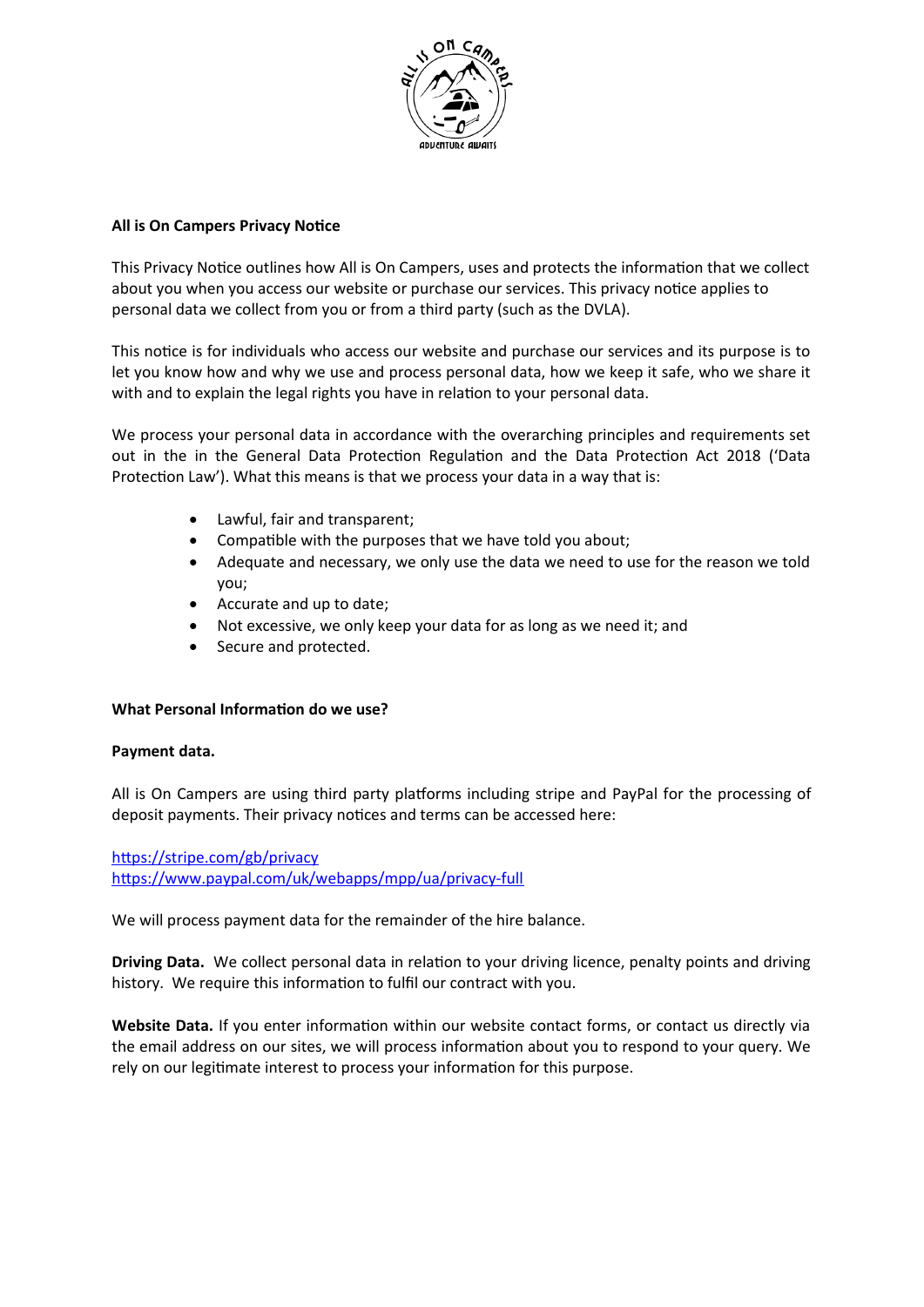**All is On Campers Privacy Notice**

This Privacy Notice outlines how All is On Campers, uses and protects the information that we collect about you when you access our website or purchase our services. This privacy notice applies to personal data we collect from you or from a third party (such as the DVLA).

This notice is for individuals who access our website and purchase our services and its purpose is to let you know how and why we use and process personal data, how we keep it safe, who we share it with and to explain the legal rights you have in relation to your personal data.

We process your personal data in accordance with the overarching principles and requirements set out in the in the General Data Protection Regulation and the Data Protection Act 2018 ('Data Protection Law'). What this means is that we process your data in a way that is:

- Lawful, fair and transparent;
- Compatible with the purposes that we have told you about;
- Adequate and necessary, we only use the data we need to use for the reason we told you;
- Accurate and up to date;
- Not excessive, we only keep your data for as long as we need it; and
- Secure and protected.

**What Personal Information do we use?**

**Payment data.**

All is On Campers are using third party platforms including stripe and PayPal for the processing of deposit payments. Their privacy notices and terms can be accessed here:

https://stripe.com/gb/privacy
https://www.paypal.com/uk/webapps/mpp/ua/privacy-full

We will process payment data for the remainder of the hire balance.

**Driving Data.** We collect personal data in relation to your driving licence, penalty points and driving history. We require this information to fulfil our contract with you.

**Website Data.** If you enter information within our website contact forms, or contact us directly via the email address on our sites, we will process information about you to respond to your query. We rely on our legitimate interest to process your information for this purpose.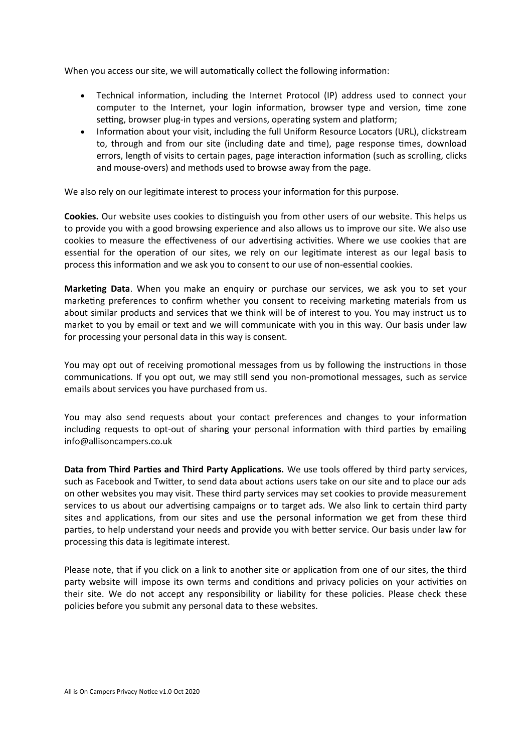When you access our site, we will automatically collect the following information:

- Technical information, including the Internet Protocol (IP) address used to connect your computer to the Internet, your login information, browser type and version, time zone setting, browser plug-in types and versions, operating system and platform;
- Information about your visit, including the full Uniform Resource Locators (URL), clickstream to, through and from our site (including date and time), page response times, download errors, length of visits to certain pages, page interaction information (such as scrolling, clicks and mouse-overs) and methods used to browse away from the page.

We also rely on our legitimate interest to process your information for this purpose.

**Cookies.** Our website uses cookies to distinguish you from other users of our website. This helps us to provide you with a good browsing experience and also allows us to improve our site. We also use cookies to measure the effectiveness of our advertising activities. Where we use cookies that are essential for the operation of our sites, we rely on our legitimate interest as our legal basis to process this information and we ask you to consent to our use of non-essential cookies.

**Marketing Data**. When you make an enquiry or purchase our services, we ask you to set your marketing preferences to confirm whether you consent to receiving marketing materials from us about similar products and services that we think will be of interest to you. You may instruct us to market to you by email or text and we will communicate with you in this way. Our basis under law for processing your personal data in this way is consent.

You may opt out of receiving promotional messages from us by following the instructions in those communications. If you opt out, we may still send you non-promotional messages, such as service emails about services you have purchased from us.

You may also send requests about your contact preferences and changes to your information including requests to opt-out of sharing your personal information with third parties by emailing info@allisoncampers.co.uk

**Data from Third Parties and Third Party Applications.** We use tools offered by third party services, such as Facebook and Twitter, to send data about actions users take on our site and to place our ads on other websites you may visit. These third party services may set cookies to provide measurement services to us about our advertising campaigns or to target ads. We also link to certain third party sites and applications, from our sites and use the personal information we get from these third parties, to help understand your needs and provide you with better service. Our basis under law for processing this data is legitimate interest.

Please note, that if you click on a link to another site or application from one of our sites, the third party website will impose its own terms and conditions and privacy policies on your activities on their site. We do not accept any responsibility or liability for these policies. Please check these policies before you submit any personal data to these websites.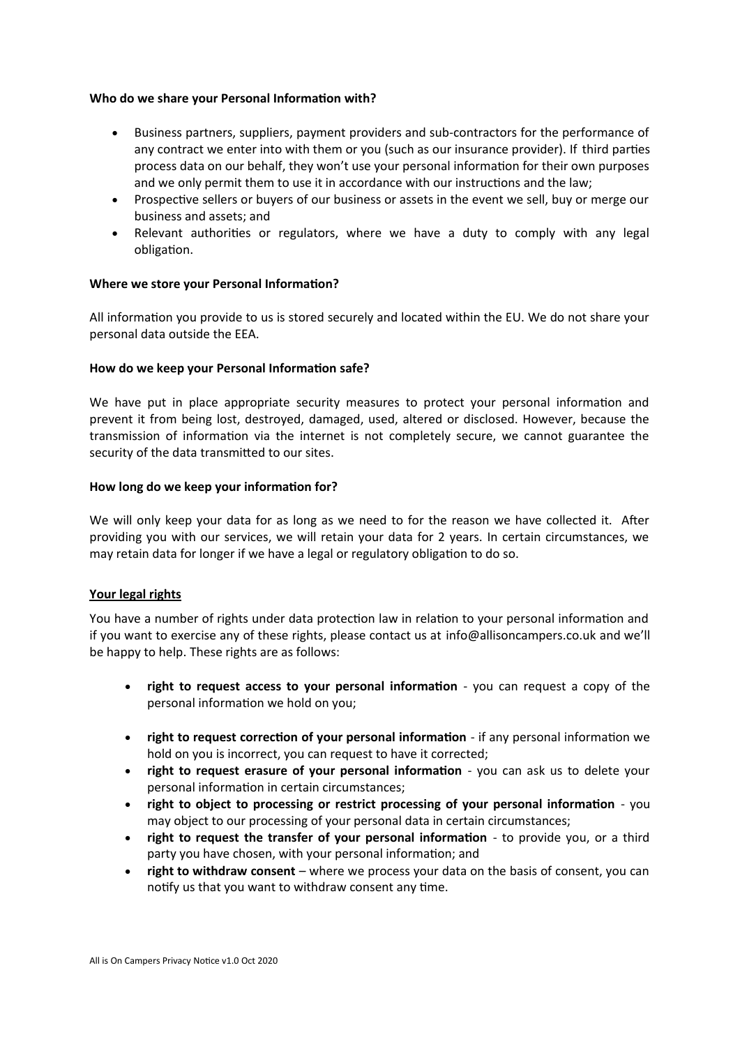**Who do we share your Personal Information with?**

- Business partners, suppliers, payment providers and sub-contractors for the performance of any contract we enter into with them or you (such as our insurance provider). If third parties process data on our behalf, they won't use your personal information for their own purposes and we only permit them to use it in accordance with our instructions and the law;
- Prospective sellers or buyers of our business or assets in the event we sell, buy or merge our business and assets; and
- Relevant authorities or regulators, where we have a duty to comply with any legal obligation.

**Where we store your Personal Information?**

All information you provide to us is stored securely and located within the EU. We do not share your personal data outside the EEA.

**How do we keep your Personal Information safe?**

We have put in place appropriate security measures to protect your personal information and prevent it from being lost, destroyed, damaged, used, altered or disclosed. However, because the transmission of information via the internet is not completely secure, we cannot guarantee the security of the data transmitted to our sites.

**How long do we keep your information for?**

We will only keep your data for as long as we need to for the reason we have collected it. After providing you with our services, we will retain your data for 2 years. In certain circumstances, we may retain data for longer if we have a legal or regulatory obligation to do so.

**Your legal rights**

You have a number of rights under data protection law in relation to your personal information and if you want to exercise any of these rights, please contact us at info@allisoncampers.co.uk and we'll be happy to help. These rights are as follows:

- **right to request access to your personal information** - you can request a copy of the personal information we hold on you;
- **right to request correction of your personal information** - if any personal information we hold on you is incorrect, you can request to have it corrected;
- **right to request erasure of your personal information** - you can ask us to delete your personal information in certain circumstances;
- **right to object to processing or restrict processing of your personal information** - you may object to our processing of your personal data in certain circumstances;
- **right to request the transfer of your personal information** - to provide you, or a third party you have chosen, with your personal information; and
- **right to withdraw consent** – where we process your data on the basis of consent, you can notify us that you want to withdraw consent any time.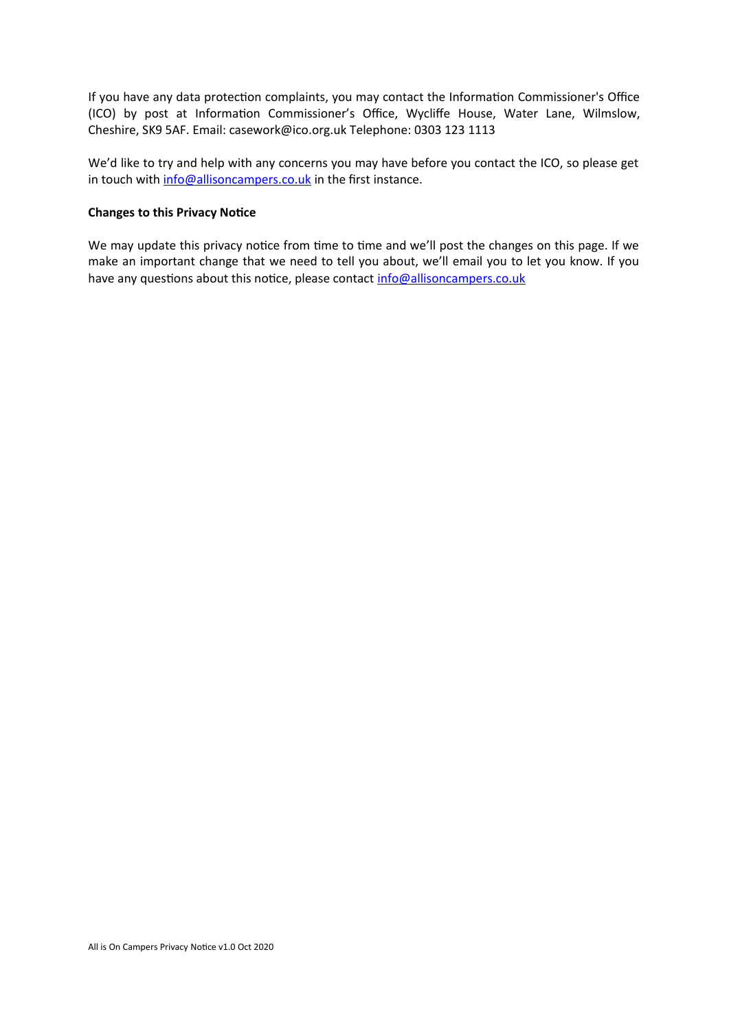If you have any data protection complaints, you may contact the Information Commissioner's Office (ICO) by post at Information Commissioner's Office, Wycliffe House, Water Lane, Wilmslow, Cheshire, SK9 5AF. Email: casework@ico.org.uk Telephone: 0303 123 1113

We'd like to try and help with any concerns you may have before you contact the ICO, so please get in touch with info@allisoncampers.co.uk in the first instance.

**Changes to this Privacy Notice**

We may update this privacy notice from time to time and we'll post the changes on this page. If we make an important change that we need to tell you about, we'll email you to let you know. If you have any questions about this notice, please contact info@allisoncampers.co.uk